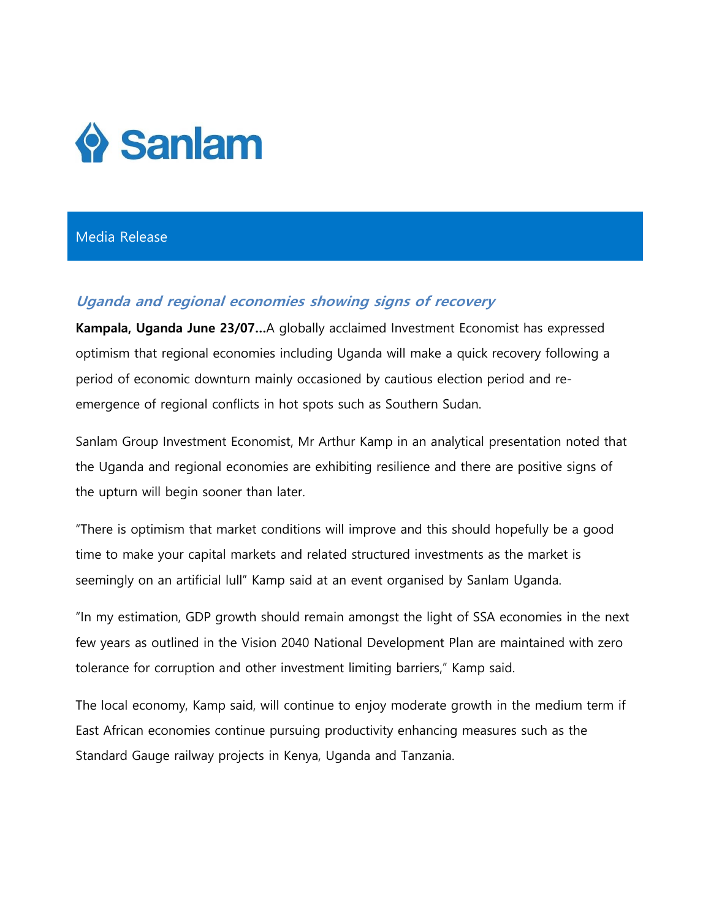Sanlam

Media Release

## *Uganda and regional economies showing signs of recovery*

**Kampala, Uganda June 23/07…**A globally acclaimed Investment Economist has expressed optimism that regional economies including Uganda will make a quick recovery following a period of economic downturn mainly occasioned by cautious election period and re-emergence of regional conflicts in hot spots such as Southern Sudan.

Sanlam Group Investment Economist, Mr Arthur Kamp in an analytical presentation noted that the Uganda and regional economies are exhibiting resilience and there are positive signs of the upturn will begin sooner than later.

"There is optimism that market conditions will improve and this should hopefully be a good time to make your capital markets and related structured investments as the market is seemingly on an artificial lull" Kamp said at an event organised by Sanlam Uganda.

"In my estimation, GDP growth should remain amongst the light of SSA economies in the next few years as outlined in the Vision 2040 National Development Plan are maintained with zero tolerance for corruption and other investment limiting barriers," Kamp said.

The local economy, Kamp said, will continue to enjoy moderate growth in the medium term if East African economies continue pursuing productivity enhancing measures such as the Standard Gauge railway projects in Kenya, Uganda and Tanzania.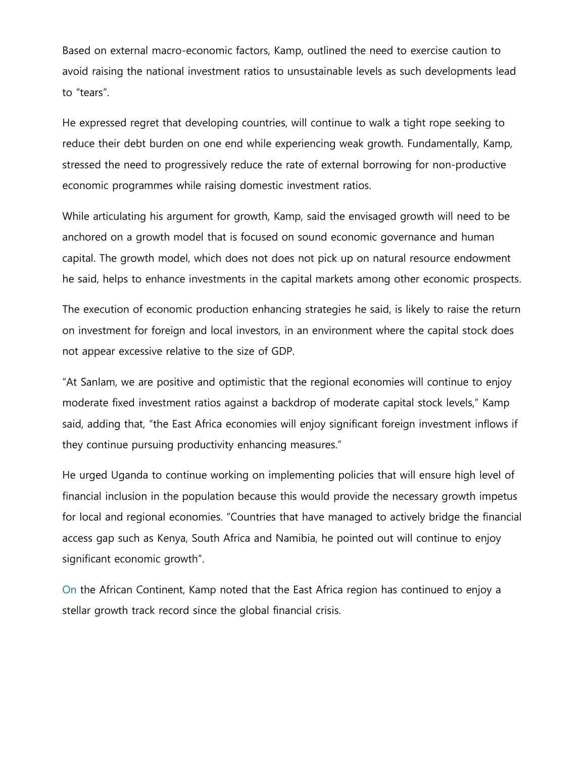Based on external macro-economic factors, Kamp, outlined the need to exercise caution to avoid raising the national investment ratios to unsustainable levels as such developments lead to "tears".

He expressed regret that developing countries, will continue to walk a tight rope seeking to reduce their debt burden on one end while experiencing weak growth. Fundamentally, Kamp, stressed the need to progressively reduce the rate of external borrowing for non-productive economic programmes while raising domestic investment ratios.

While articulating his argument for growth, Kamp, said the envisaged growth will need to be anchored on a growth model that is focused on sound economic governance and human capital. The growth model, which does not does not pick up on natural resource endowment he said, helps to enhance investments in the capital markets among other economic prospects.

The execution of economic production enhancing strategies he said, is likely to raise the return on investment for foreign and local investors, in an environment where the capital stock does not appear excessive relative to the size of GDP.

"At Sanlam, we are positive and optimistic that the regional economies will continue to enjoy moderate fixed investment ratios against a backdrop of moderate capital stock levels," Kamp said, adding that, "the East Africa economies will enjoy significant foreign investment inflows if they continue pursuing productivity enhancing measures."

He urged Uganda to continue working on implementing policies that will ensure high level of financial inclusion in the population because this would provide the necessary growth impetus for local and regional economies. "Countries that have managed to actively bridge the financial access gap such as Kenya, South Africa and Namibia, he pointed out will continue to enjoy significant economic growth".

On the African Continent, Kamp noted that the East Africa region has continued to enjoy a stellar growth track record since the global financial crisis.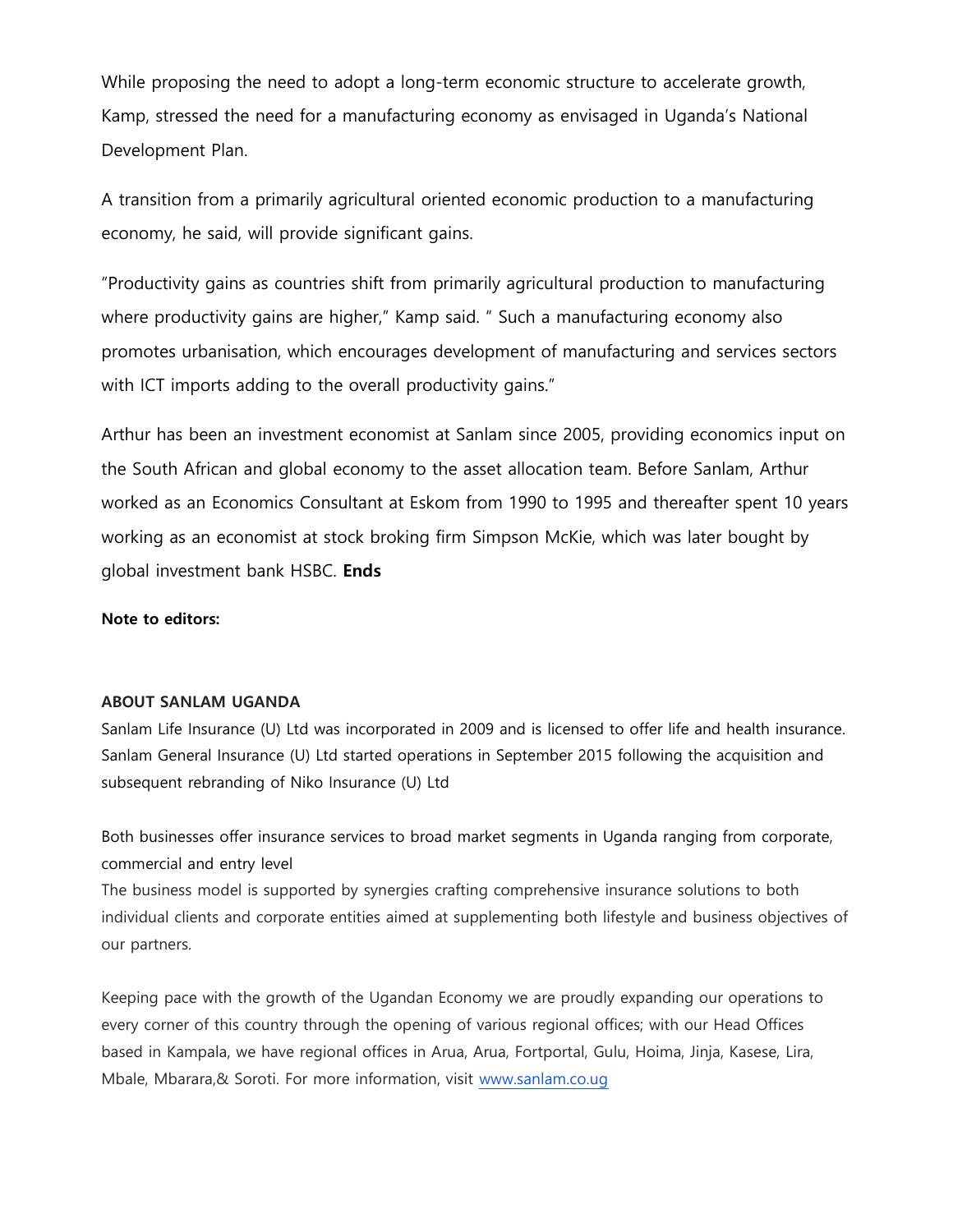While proposing the need to adopt a long-term economic structure to accelerate growth, Kamp, stressed the need for a manufacturing economy as envisaged in Uganda's National Development Plan.

A transition from a primarily agricultural oriented economic production to a manufacturing economy, he said, will provide significant gains.

"Productivity gains as countries shift from primarily agricultural production to manufacturing where productivity gains are higher," Kamp said. " Such a manufacturing economy also promotes urbanisation, which encourages development of manufacturing and services sectors with ICT imports adding to the overall productivity gains."

Arthur has been an investment economist at Sanlam since 2005, providing economics input on the South African and global economy to the asset allocation team. Before Sanlam, Arthur worked as an Economics Consultant at Eskom from 1990 to 1995 and thereafter spent 10 years working as an economist at stock broking firm Simpson McKie, which was later bought by global investment bank HSBC. **Ends**

**Note to editors:**

**ABOUT SANLAM UGANDA**

Sanlam Life Insurance (U) Ltd was incorporated in 2009 and is licensed to offer life and health insurance. Sanlam General Insurance (U) Ltd started operations in September 2015 following the acquisition and subsequent rebranding of Niko Insurance (U) Ltd

Both businesses offer insurance services to broad market segments in Uganda ranging from corporate, commercial and entry level

The business model is supported by synergies crafting comprehensive insurance solutions to both individual clients and corporate entities aimed at supplementing both lifestyle and business objectives of our partners.

Keeping pace with the growth of the Ugandan Economy we are proudly expanding our operations to every corner of this country through the opening of various regional offices; with our Head Offices based in Kampala, we have regional offices in Arua, Arua, Fortportal, Gulu, Hoima, Jinja, Kasese, Lira, Mbale, Mbarara,& Soroti. For more information, visit www.sanlam.co.ug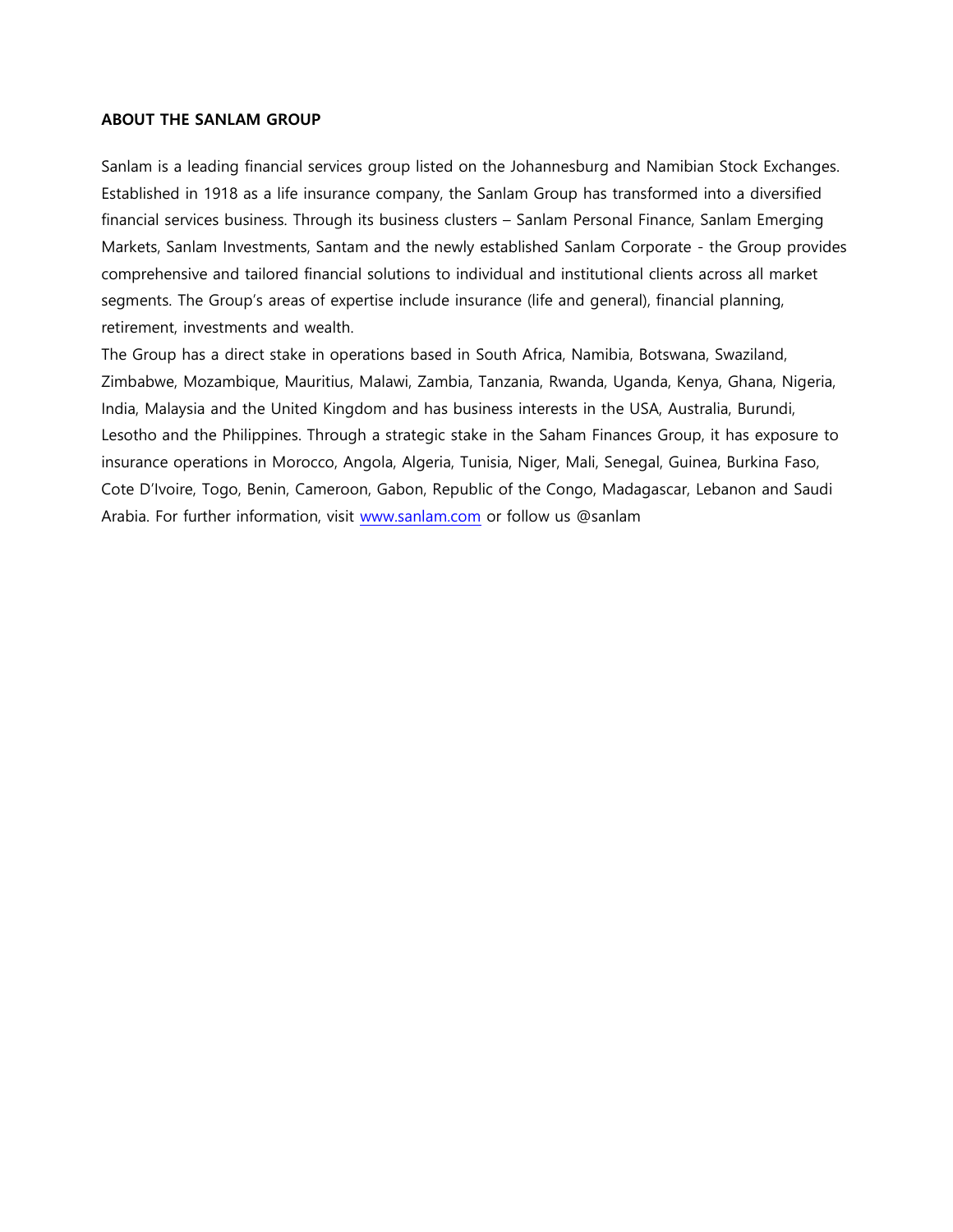**ABOUT THE SANLAM GROUP**

Sanlam is a leading financial services group listed on the Johannesburg and Namibian Stock Exchanges. Established in 1918 as a life insurance company, the Sanlam Group has transformed into a diversified financial services business. Through its business clusters – Sanlam Personal Finance, Sanlam Emerging Markets, Sanlam Investments, Santam and the newly established Sanlam Corporate - the Group provides comprehensive and tailored financial solutions to individual and institutional clients across all market segments. The Group's areas of expertise include insurance (life and general), financial planning, retirement, investments and wealth.

The Group has a direct stake in operations based in South Africa, Namibia, Botswana, Swaziland, Zimbabwe, Mozambique, Mauritius, Malawi, Zambia, Tanzania, Rwanda, Uganda, Kenya, Ghana, Nigeria, India, Malaysia and the United Kingdom and has business interests in the USA, Australia, Burundi, Lesotho and the Philippines. Through a strategic stake in the Saham Finances Group, it has exposure to insurance operations in Morocco, Angola, Algeria, Tunisia, Niger, Mali, Senegal, Guinea, Burkina Faso, Cote D'Ivoire, Togo, Benin, Cameroon, Gabon, Republic of the Congo, Madagascar, Lebanon and Saudi Arabia. For further information, visit [www.sanlam.com](http://www.sanlam.com) or follow us @sanlam